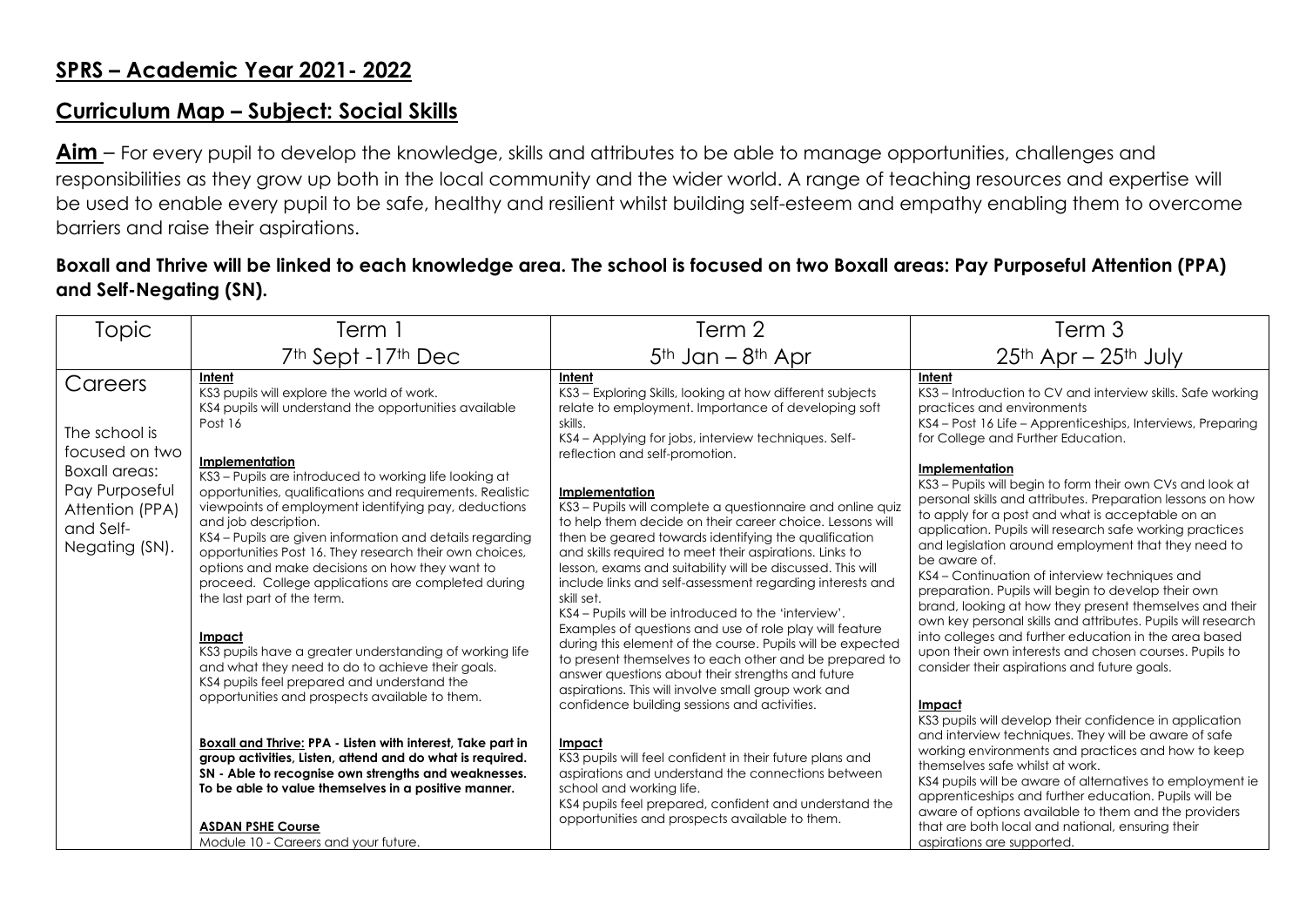## SPRS – Academic Year 2021- 2022

## Curriculum Map – Subject: Social Skills

**Aim** – For every pupil to develop the knowledge, skills and attributes to be able to manage opportunities, challenges and responsibilities as they grow up both in the local community and the wider world. A range of teaching resources and expertise will be used to enable every pupil to be safe, healthy and resilient whilst building self-esteem and empathy enabling them to overcome barriers and raise their aspirations.

**Boxall and Thrive will be linked to each knowledge area. The school is focused on two Boxall areas: Pay Purposeful Attention (PPA) and Self-Negating (SN).**

| Topic | Term 1<br>7th Sept -17th Dec | Term 2<br>5th Jan – 8th Apr | Term 3<br>25th Apr – 25th July |
|---|---|---|---|
| Careers<br><br>The school is focused on two Boxall areas: Pay Purposeful Attention (PPA) and Self-Negating (SN). | **Intent**<br>KS3 pupils will explore the world of work.<br>KS4 pupils will understand the opportunities available Post 16<br><br>**Implementation**<br>KS3 – Pupils are introduced to working life looking at opportunities, qualifications and requirements. Realistic viewpoints of employment identifying pay, deductions and job description.<br>KS4 – Pupils are given information and details regarding opportunities Post 16. They research their own choices, options and make decisions on how they want to proceed. College applications are completed during the last part of the term.<br><br>**Impact**<br>KS3 pupils have a greater understanding of working life and what they need to do to achieve their goals.<br>KS4 pupils feel prepared and understand the opportunities and prospects available to them.<br><br>**Boxall and Thrive: PPA - Listen with interest, Take part in group activities, Listen, attend and do what is required. SN - Able to recognise own strengths and weaknesses. To be able to value themselves in a positive manner.**<br><br>**ASDAN PSHE Course**<br>Module 10 - Careers and your future. | **Intent**<br>KS3 – Exploring Skills, looking at how different subjects relate to employment. Importance of developing soft skills.<br>KS4 – Applying for jobs, interview techniques. Self-reflection and self-promotion.<br><br>**Implementation**<br>KS3 – Pupils will complete a questionnaire and online quiz to help them decide on their career choice. Lessons will then be geared towards identifying the qualification and skills required to meet their aspirations. Links to lesson, exams and suitability will be discussed. This will include links and self-assessment regarding interests and skill set.<br>KS4 – Pupils will be introduced to the 'interview'. Examples of questions and use of role play will feature during this element of the course. Pupils will be expected to present themselves to each other and be prepared to answer questions about their strengths and future aspirations. This will involve small group work and confidence building sessions and activities.<br><br>**Impact**<br>KS3 pupils will feel confident in their future plans and aspirations and understand the connections between school and working life.<br>KS4 pupils feel prepared, confident and understand the opportunities and prospects available to them. | **Intent**<br>KS3 – Introduction to CV and interview skills. Safe working practices and environments<br>KS4 – Post 16 Life – Apprenticeships, Interviews, Preparing for College and Further Education.<br><br>**Implementation**<br>KS3 – Pupils will begin to form their own CVs and look at personal skills and attributes. Preparation lessons on how to apply for a post and what is acceptable on an application. Pupils will research safe working practices and legislation around employment that they need to be aware of.<br>KS4 – Continuation of interview techniques and preparation. Pupils will begin to develop their own brand, looking at how they present themselves and their own key personal skills and attributes. Pupils will research into colleges and further education in the area based upon their own interests and chosen courses. Pupils to consider their aspirations and future goals.<br><br>**Impact**<br>KS3 pupils will develop their confidence in application and interview techniques. They will be aware of safe working environments and practices and how to keep themselves safe whilst at work.<br>KS4 pupils will be aware of alternatives to employment ie apprenticeships and further education. Pupils will be aware of options available to them and the providers that are both local and national, ensuring their aspirations are supported. |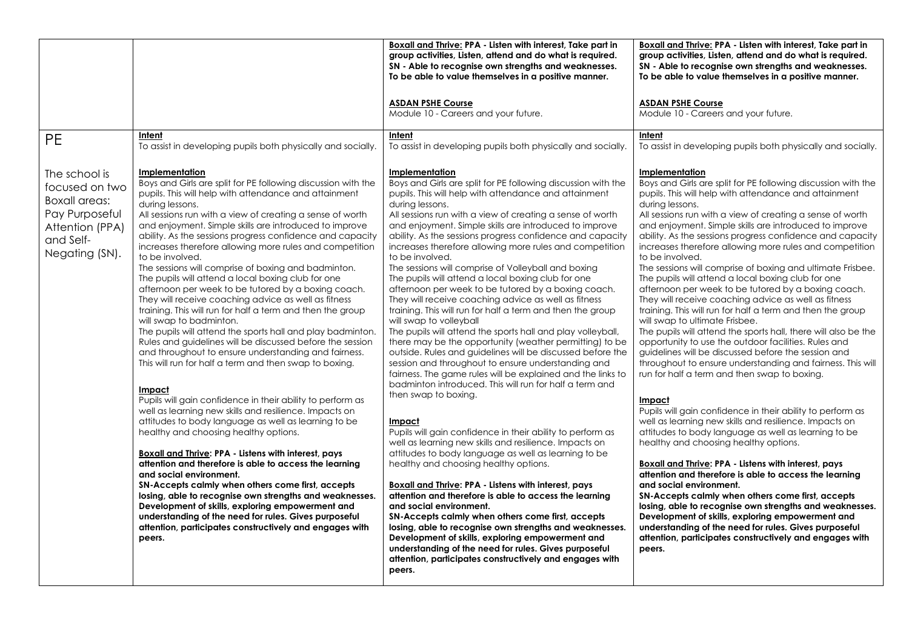| | | | |
|---|---|---|---|
| | | **<u>Boxall and Thrive:</u> PPA - Listen with interest, Take part in group activities, Listen, attend and do what is required. SN - Able to recognise own strengths and weaknesses. To be able to value themselves in a positive manner.**<br><br>**<u>ASDAN PSHE Course</u>**<br>Module 10 - Careers and your future. | **<u>Boxall and Thrive:</u> PPA - Listen with interest, Take part in group activities, Listen, attend and do what is required. SN - Able to recognise own strengths and weaknesses. To be able to value themselves in a positive manner.**<br><br>**<u>ASDAN PSHE Course</u>**<br>Module 10 - Careers and your future. |
| PE<br><br>The school is focused on two Boxall areas: Pay Purposeful Attention (PPA) and Self-Negating (SN). | **<u>Intent</u>**<br>To assist in developing pupils both physically and socially.<br><br>**<u>Implementation</u>**<br>Boys and Girls are split for PE following discussion with the pupils. This will help with attendance and attainment during lessons.<br>All sessions run with a view of creating a sense of worth and enjoyment. Simple skills are introduced to improve ability. As the sessions progress confidence and capacity increases therefore allowing more rules and competition to be involved.<br>The sessions will comprise of boxing and badminton.<br>The pupils will attend a local boxing club for one afternoon per week to be tutored by a boxing coach. They will receive coaching advice as well as fitness training. This will run for half a term and then the group will swap to badminton.<br>The pupils will attend the sports hall and play badminton. Rules and guidelines will be discussed before the session and throughout to ensure understanding and fairness. This will run for half a term and then swap to boxing.<br><br>**<u>Impact</u>**<br>Pupils will gain confidence in their ability to perform as well as learning new skills and resilience. Impacts on attitudes to body language as well as learning to be healthy and choosing healthy options.<br><br>**<u>Boxall and Thrive</u>: PPA - Listens with interest, pays attention and therefore is able to access the learning and social environment.**<br>**SN-Accepts calmly when others come first, accepts losing, able to recognise own strengths and weaknesses. Development of skills, exploring empowerment and understanding of the need for rules. Gives purposeful attention, participates constructively and engages with peers.** | **<u>Intent</u>**<br>To assist in developing pupils both physically and socially.<br><br>**<u>Implementation</u>**<br>Boys and Girls are split for PE following discussion with the pupils. This will help with attendance and attainment during lessons.<br>All sessions run with a view of creating a sense of worth and enjoyment. Simple skills are introduced to improve ability. As the sessions progress confidence and capacity increases therefore allowing more rules and competition to be involved.<br>The sessions will comprise of Volleyball and boxing<br>The pupils will attend a local boxing club for one afternoon per week to be tutored by a boxing coach. They will receive coaching advice as well as fitness training. This will run for half a term and then the group will swap to volleyball<br>The pupils will attend the sports hall and play volleyball, there may be the opportunity (weather permitting) to be outside. Rules and guidelines will be discussed before the session and throughout to ensure understanding and fairness. The game rules will be explained and the links to badminton introduced. This will run for half a term and then swap to boxing.<br><br>**<u>Impact</u>**<br>Pupils will gain confidence in their ability to perform as well as learning new skills and resilience. Impacts on attitudes to body language as well as learning to be healthy and choosing healthy options.<br><br>**<u>Boxall and Thrive</u>: PPA - Listens with interest, pays attention and therefore is able to access the learning and social environment.**<br>**SN-Accepts calmly when others come first, accepts losing, able to recognise own strengths and weaknesses. Development of skills, exploring empowerment and understanding of the need for rules. Gives purposeful attention, participates constructively and engages with peers.** | **<u>Intent</u>**<br>To assist in developing pupils both physically and socially.<br><br>**<u>Implementation</u>**<br>Boys and Girls are split for PE following discussion with the pupils. This will help with attendance and attainment during lessons.<br>All sessions run with a view of creating a sense of worth and enjoyment. Simple skills are introduced to improve ability. As the sessions progress confidence and capacity increases therefore allowing more rules and competition to be involved.<br>The sessions will comprise of boxing and ultimate Frisbee.<br>The pupils will attend a local boxing club for one afternoon per week to be tutored by a boxing coach. They will receive coaching advice as well as fitness training. This will run for half a term and then the group will swap to ultimate Frisbee.<br>The pupils will attend the sports hall, there will also be the opportunity to use the outdoor facilities. Rules and guidelines will be discussed before the session and throughout to ensure understanding and fairness. This will run for half a term and then swap to boxing.<br><br>**<u>Impact</u>**<br>Pupils will gain confidence in their ability to perform as well as learning new skills and resilience. Impacts on attitudes to body language as well as learning to be healthy and choosing healthy options.<br><br>**<u>Boxall and Thrive</u>: PPA - Listens with interest, pays attention and therefore is able to access the learning and social environment.**<br>**SN-Accepts calmly when others come first, accepts losing, able to recognise own strengths and weaknesses. Development of skills, exploring empowerment and understanding of the need for rules. Gives purposeful attention, participates constructively and engages with peers.** |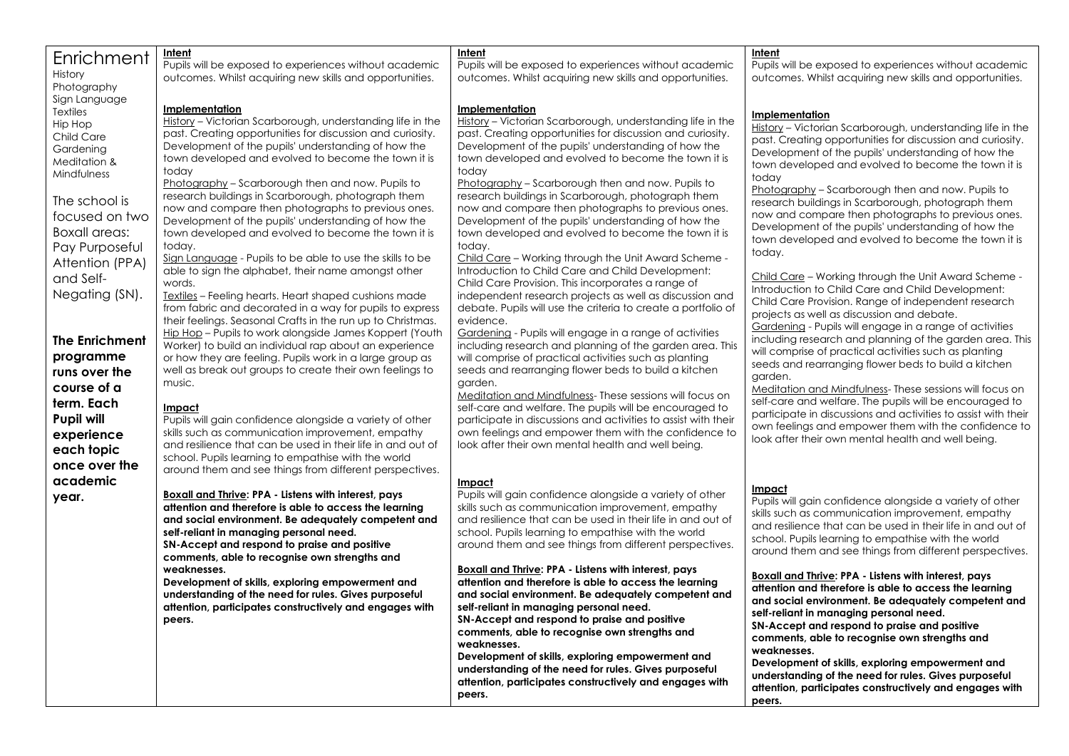| Enrichment | | | |
|---|---|---|---|
| History<br>Photography<br>Sign Language<br>Textiles<br>Hip Hop<br>Child Care<br>Gardening<br>Meditation & Mindfulness<br><br>The school is focused on two Boxall areas: Pay Purposeful Attention (PPA) and Self-Negating (SN).<br><br>**The Enrichment programme runs over the course of a term. Each Pupil will experience each topic once over the academic year.** | <u>**Intent**</u><br>Pupils will be exposed to experiences without academic outcomes. Whilst acquiring new skills and opportunities.<br><br><u>**Implementation**</u><br><u>History</u> – Victorian Scarborough, understanding life in the past. Creating opportunities for discussion and curiosity. Development of the pupils' understanding of how the town developed and evolved to become the town it is today<br><u>Photography</u> – Scarborough then and now. Pupils to research buildings in Scarborough, photograph them now and compare then photographs to previous ones. Development of the pupils' understanding of how the town developed and evolved to become the town it is today.<br><u>Sign Language</u> - Pupils to be able to use the skills to be able to sign the alphabet, their name amongst other words.<br><u>Textiles</u> – Feeling hearts. Heart shaped cushions made from fabric and decorated in a way for pupils to express their feelings. Seasonal Crafts in the run up to Christmas.<br><u>Hip Hop</u> – Pupils to work alongside James Koppert (Youth Worker) to build an individual rap about an experience or how they are feeling. Pupils work in a large group as well as break out groups to create their own feelings to music.<br><br><u>**Impact**</u><br>Pupils will gain confidence alongside a variety of other skills such as communication improvement, empathy and resilience that can be used in their life in and out of school. Pupils learning to empathise with the world around them and see things from different perspectives.<br><br>**<u>Boxall and Thrive</u>: PPA - Listens with interest, pays attention and therefore is able to access the learning and social environment. Be adequately competent and self-reliant in managing personal need.**<br>**SN-Accept and respond to praise and positive comments, able to recognise own strengths and weaknesses.**<br>**Development of skills, exploring empowerment and understanding of the need for rules. Gives purposeful attention, participates constructively and engages with peers.** | <u>**Intent**</u><br>Pupils will be exposed to experiences without academic outcomes. Whilst acquiring new skills and opportunities.<br><br><u>**Implementation**</u><br><u>History</u> – Victorian Scarborough, understanding life in the past. Creating opportunities for discussion and curiosity. Development of the pupils' understanding of how the town developed and evolved to become the town it is today<br><u>Photography</u> – Scarborough then and now. Pupils to research buildings in Scarborough, photograph them now and compare then photographs to previous ones. Development of the pupils' understanding of how the town developed and evolved to become the town it is today.<br><u>Child Care</u> – Working through the Unit Award Scheme - Introduction to Child Care and Child Development: Child Care Provision. This incorporates a range of independent research projects as well as discussion and debate. Pupils will use the criteria to create a portfolio of evidence.<br><u>Gardening</u> - Pupils will engage in a range of activities including research and planning of the garden area. This will comprise of practical activities such as planting seeds and rearranging flower beds to build a kitchen garden.<br><u>Meditation and Mindfulness</u>- These sessions will focus on self-care and welfare. The pupils will be encouraged to participate in discussions and activities to assist with their own feelings and empower them with the confidence to look after their own mental health and well being.<br><br><u>**Impact**</u><br>Pupils will gain confidence alongside a variety of other skills such as communication improvement, empathy and resilience that can be used in their life in and out of school. Pupils learning to empathise with the world around them and see things from different perspectives.<br><br>**<u>Boxall and Thrive</u>: PPA - Listens with interest, pays attention and therefore is able to access the learning and social environment. Be adequately competent and self-reliant in managing personal need.**<br>**SN-Accept and respond to praise and positive comments, able to recognise own strengths and weaknesses.**<br>**Development of skills, exploring empowerment and understanding of the need for rules. Gives purposeful attention, participates constructively and engages with peers.** | <u>**Intent**</u><br>Pupils will be exposed to experiences without academic outcomes. Whilst acquiring new skills and opportunities.<br><br><u>**Implementation**</u><br><u>History</u> – Victorian Scarborough, understanding life in the past. Creating opportunities for discussion and curiosity. Development of the pupils' understanding of how the town developed and evolved to become the town it is today<br><u>Photography</u> – Scarborough then and now. Pupils to research buildings in Scarborough, photograph them now and compare then photographs to previous ones. Development of the pupils' understanding of how the town developed and evolved to become the town it is today.<br><br><u>Child Care</u> – Working through the Unit Award Scheme - Introduction to Child Care and Child Development: Child Care Provision. Range of independent research projects as well as discussion and debate.<br><u>Gardening</u> - Pupils will engage in a range of activities including research and planning of the garden area. This will comprise of practical activities such as planting seeds and rearranging flower beds to build a kitchen garden.<br><u>Meditation and Mindfulness</u>- These sessions will focus on self-care and welfare. The pupils will be encouraged to participate in discussions and activities to assist with their own feelings and empower them with the confidence to look after their own mental health and well being.<br><br><u>**Impact**</u><br>Pupils will gain confidence alongside a variety of other skills such as communication improvement, empathy and resilience that can be used in their life in and out of school. Pupils learning to empathise with the world around them and see things from different perspectives.<br><br>**<u>Boxall and Thrive</u>: PPA - Listens with interest, pays attention and therefore is able to access the learning and social environment. Be adequately competent and self-reliant in managing personal need.**<br>**SN-Accept and respond to praise and positive comments, able to recognise own strengths and weaknesses.**<br>**Development of skills, exploring empowerment and understanding of the need for rules. Gives purposeful attention, participates constructively and engages with peers.** |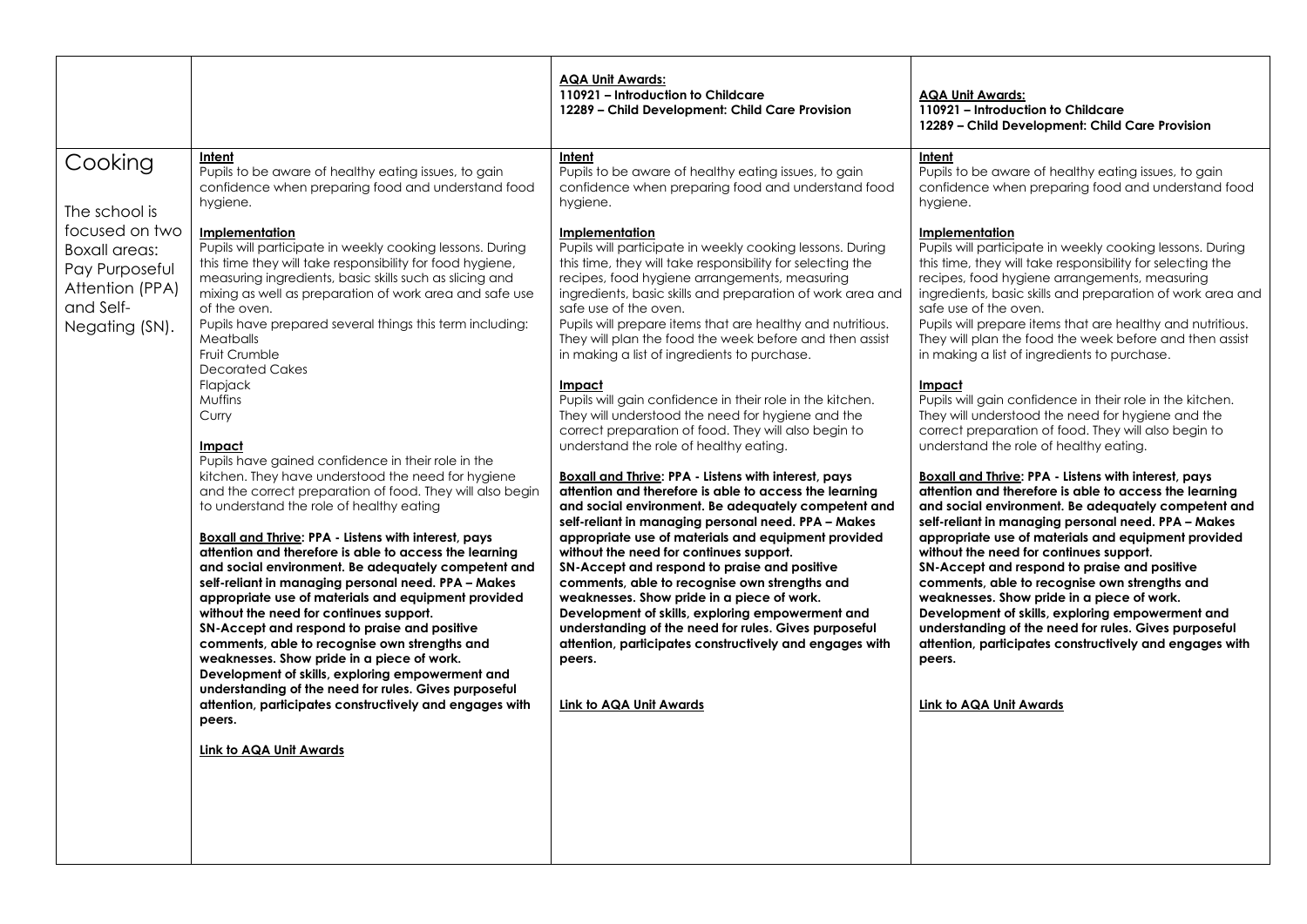| | | **AQA Unit Awards:**<br>**110921 – Introduction to Childcare**<br>**12289 – Child Development: Child Care Provision** | **AQA Unit Awards:**<br>**110921 – Introduction to Childcare**<br>**12289 – Child Development: Child Care Provision** |
|---|---|---|---|
| Cooking<br><br>The school is focused on two Boxall areas: Pay Purposeful Attention (PPA) and Self-Negating (SN). | **Intent**<br>Pupils to be aware of healthy eating issues, to gain confidence when preparing food and understand food hygiene.<br><br>**Implementation**<br>Pupils will participate in weekly cooking lessons. During this time they will take responsibility for food hygiene, measuring ingredients, basic skills such as slicing and mixing as well as preparation of work area and safe use of the oven.<br>Pupils have prepared several things this term including:<br>Meatballs<br>Fruit Crumble<br>Decorated Cakes<br>Flapjack<br>Muffins<br>Curry<br><br>**Impact**<br>Pupils have gained confidence in their role in the kitchen. They have understood the need for hygiene and the correct preparation of food. They will also begin to understand the role of healthy eating<br><br>**Boxall and Thrive: PPA - Listens with interest, pays attention and therefore is able to access the learning and social environment. Be adequately competent and self-reliant in managing personal need. PPA – Makes appropriate use of materials and equipment provided without the need for continues support.**<br>**SN-Accept and respond to praise and positive comments, able to recognise own strengths and weaknesses. Show pride in a piece of work.**<br>**Development of skills, exploring empowerment and understanding of the need for rules. Gives purposeful attention, participates constructively and engages with peers.**<br><br>**Link to AQA Unit Awards** | **Intent**<br>Pupils to be aware of healthy eating issues, to gain confidence when preparing food and understand food hygiene.<br><br>**Implementation**<br>Pupils will participate in weekly cooking lessons. During this time, they will take responsibility for selecting the recipes, food hygiene arrangements, measuring ingredients, basic skills and preparation of work area and safe use of the oven.<br>Pupils will prepare items that are healthy and nutritious. They will plan the food the week before and then assist in making a list of ingredients to purchase.<br><br>**Impact**<br>Pupils will gain confidence in their role in the kitchen. They will understood the need for hygiene and the correct preparation of food. They will also begin to understand the role of healthy eating.<br><br>**Boxall and Thrive: PPA - Listens with interest, pays attention and therefore is able to access the learning and social environment. Be adequately competent and self-reliant in managing personal need. PPA – Makes appropriate use of materials and equipment provided without the need for continues support.**<br>**SN-Accept and respond to praise and positive comments, able to recognise own strengths and weaknesses. Show pride in a piece of work.**<br>**Development of skills, exploring empowerment and understanding of the need for rules. Gives purposeful attention, participates constructively and engages with peers.**<br><br>**Link to AQA Unit Awards** | **Intent**<br>Pupils to be aware of healthy eating issues, to gain confidence when preparing food and understand food hygiene.<br><br>**Implementation**<br>Pupils will participate in weekly cooking lessons. During this time, they will take responsibility for selecting the recipes, food hygiene arrangements, measuring ingredients, basic skills and preparation of work area and safe use of the oven.<br>Pupils will prepare items that are healthy and nutritious. They will plan the food the week before and then assist in making a list of ingredients to purchase.<br><br>**Impact**<br>Pupils will gain confidence in their role in the kitchen. They will understood the need for hygiene and the correct preparation of food. They will also begin to understand the role of healthy eating.<br><br>**Boxall and Thrive: PPA - Listens with interest, pays attention and therefore is able to access the learning and social environment. Be adequately competent and self-reliant in managing personal need. PPA – Makes appropriate use of materials and equipment provided without the need for continues support.**<br>**SN-Accept and respond to praise and positive comments, able to recognise own strengths and weaknesses. Show pride in a piece of work.**<br>**Development of skills, exploring empowerment and understanding of the need for rules. Gives purposeful attention, participates constructively and engages with peers.**<br><br>**Link to AQA Unit Awards** |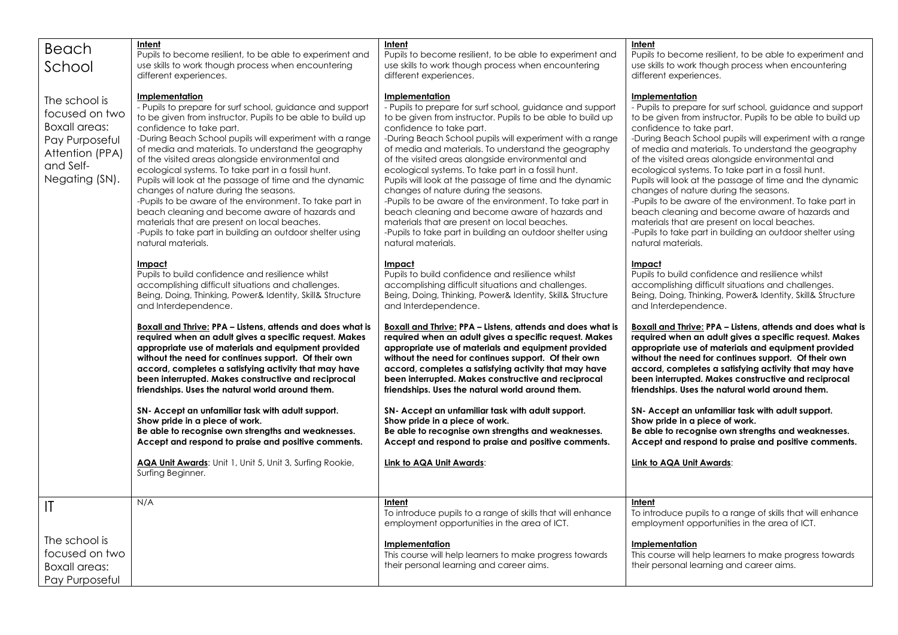| | | | |
|---|---|---|---|
| Beach School<br><br>The school is focused on two Boxall areas: Pay Purposeful Attention (PPA) and Self-Negating (SN). | **Intent**<br>Pupils to become resilient, to be able to experiment and use skills to work though process when encountering different experiences.<br><br>**Implementation**<br>- Pupils to prepare for surf school, guidance and support to be given from instructor. Pupils to be able to build up confidence to take part.<br>-During Beach School pupils will experiment with a range of media and materials. To understand the geography of the visited areas alongside environmental and ecological systems. To take part in a fossil hunt. Pupils will look at the passage of time and the dynamic changes of nature during the seasons.<br>-Pupils to be aware of the environment. To take part in beach cleaning and become aware of hazards and materials that are present on local beaches.<br>-Pupils to take part in building an outdoor shelter using natural materials.<br><br>**Impact**<br>Pupils to build confidence and resilience whilst accomplishing difficult situations and challenges. Being, Doing, Thinking, Power& Identity, Skill& Structure and Interdependence.<br><br>**Boxall and Thrive: PPA – Listens, attends and does what is required when an adult gives a specific request. Makes appropriate use of materials and equipment provided without the need for continues support. Of their own accord, completes a satisfying activity that may have been interrupted. Makes constructive and reciprocal friendships. Uses the natural world around them.**<br><br>**SN- Accept an unfamiliar task with adult support. Show pride in a piece of work. Be able to recognise own strengths and weaknesses. Accept and respond to praise and positive comments.**<br><br>**AQA Unit Awards**: Unit 1, Unit 5, Unit 3, Surfing Rookie, Surfing Beginner. | **Intent**<br>Pupils to become resilient, to be able to experiment and use skills to work though process when encountering different experiences.<br><br>**Implementation**<br>- Pupils to prepare for surf school, guidance and support to be given from instructor. Pupils to be able to build up confidence to take part.<br>-During Beach School pupils will experiment with a range of media and materials. To understand the geography of the visited areas alongside environmental and ecological systems. To take part in a fossil hunt. Pupils will look at the passage of time and the dynamic changes of nature during the seasons.<br>-Pupils to be aware of the environment. To take part in beach cleaning and become aware of hazards and materials that are present on local beaches.<br>-Pupils to take part in building an outdoor shelter using natural materials.<br><br>**Impact**<br>Pupils to build confidence and resilience whilst accomplishing difficult situations and challenges. Being, Doing, Thinking, Power& Identity, Skill& Structure and Interdependence.<br><br>**Boxall and Thrive: PPA – Listens, attends and does what is required when an adult gives a specific request. Makes appropriate use of materials and equipment provided without the need for continues support. Of their own accord, completes a satisfying activity that may have been interrupted. Makes constructive and reciprocal friendships. Uses the natural world around them.**<br><br>**SN- Accept an unfamiliar task with adult support. Show pride in a piece of work. Be able to recognise own strengths and weaknesses. Accept and respond to praise and positive comments.**<br><br>**Link to AQA Unit Awards**: | **Intent**<br>Pupils to become resilient, to be able to experiment and use skills to work though process when encountering different experiences.<br><br>**Implementation**<br>- Pupils to prepare for surf school, guidance and support to be given from instructor. Pupils to be able to build up confidence to take part.<br>-During Beach School pupils will experiment with a range of media and materials. To understand the geography of the visited areas alongside environmental and ecological systems. To take part in a fossil hunt. Pupils will look at the passage of time and the dynamic changes of nature during the seasons.<br>-Pupils to be aware of the environment. To take part in beach cleaning and become aware of hazards and materials that are present on local beaches.<br>-Pupils to take part in building an outdoor shelter using natural materials.<br><br>**Impact**<br>Pupils to build confidence and resilience whilst accomplishing difficult situations and challenges. Being, Doing, Thinking, Power& Identity, Skill& Structure and Interdependence.<br><br>**Boxall and Thrive: PPA – Listens, attends and does what is required when an adult gives a specific request. Makes appropriate use of materials and equipment provided without the need for continues support. Of their own accord, completes a satisfying activity that may have been interrupted. Makes constructive and reciprocal friendships. Uses the natural world around them.**<br><br>**SN- Accept an unfamiliar task with adult support. Show pride in a piece of work. Be able to recognise own strengths and weaknesses. Accept and respond to praise and positive comments.**<br><br>**Link to AQA Unit Awards**: |
| IT<br><br>The school is focused on two Boxall areas: Pay Purposeful | N/A | **Intent**<br>To introduce pupils to a range of skills that will enhance employment opportunities in the area of ICT.<br><br>**Implementation**<br>This course will help learners to make progress towards their personal learning and career aims. | **Intent**<br>To introduce pupils to a range of skills that will enhance employment opportunities in the area of ICT.<br><br>**Implementation**<br>This course will help learners to make progress towards their personal learning and career aims. |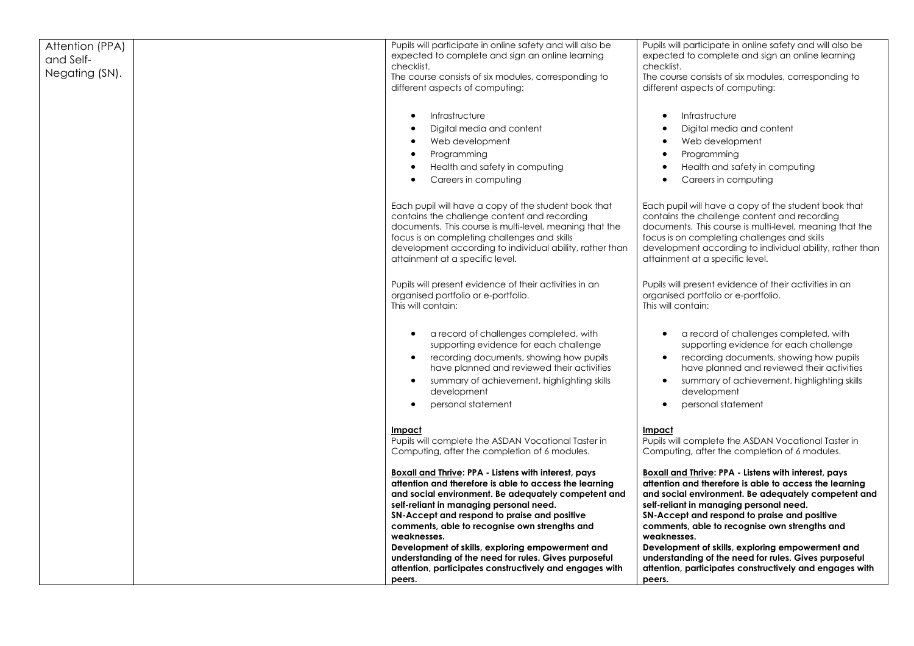| | | | |
|---|---|---|---|
| Attention (PPA) and Self-Negating (SN). | | Pupils will participate in online safety and will also be expected to complete and sign an online learning checklist.<br>The course consists of six modules, corresponding to different aspects of computing:<br><br>• Infrastructure<br>• Digital media and content<br>• Web development<br>• Programming<br>• Health and safety in computing<br>• Careers in computing<br><br>Each pupil will have a copy of the student book that contains the challenge content and recording documents. This course is multi-level, meaning that the focus is on completing challenges and skills development according to individual ability, rather than attainment at a specific level.<br><br>Pupils will present evidence of their activities in an organised portfolio or e-portfolio.<br>This will contain:<br><br>• a record of challenges completed, with supporting evidence for each challenge<br>• recording documents, showing how pupils have planned and reviewed their activities<br>• summary of achievement, highlighting skills development<br>• personal statement<br><br>**Impact**<br>Pupils will complete the ASDAN Vocational Taster in Computing, after the completion of 6 modules.<br><br>**Boxall and Thrive: PPA - Listens with interest, pays attention and therefore is able to access the learning and social environment. Be adequately competent and self-reliant in managing personal need.**<br>**SN-Accept and respond to praise and positive comments, able to recognise own strengths and weaknesses.**<br>**Development of skills, exploring empowerment and understanding of the need for rules. Gives purposeful attention, participates constructively and engages with peers.** | Pupils will participate in online safety and will also be expected to complete and sign an online learning checklist.<br>The course consists of six modules, corresponding to different aspects of computing:<br><br>• Infrastructure<br>• Digital media and content<br>• Web development<br>• Programming<br>• Health and safety in computing<br>• Careers in computing<br><br>Each pupil will have a copy of the student book that contains the challenge content and recording documents. This course is multi-level, meaning that the focus is on completing challenges and skills development according to individual ability, rather than attainment at a specific level.<br><br>Pupils will present evidence of their activities in an organised portfolio or e-portfolio.<br>This will contain:<br><br>• a record of challenges completed, with supporting evidence for each challenge<br>• recording documents, showing how pupils have planned and reviewed their activities<br>• summary of achievement, highlighting skills development<br>• personal statement<br><br>**Impact**<br>Pupils will complete the ASDAN Vocational Taster in Computing, after the completion of 6 modules.<br><br>**Boxall and Thrive: PPA - Listens with interest, pays attention and therefore is able to access the learning and social environment. Be adequately competent and self-reliant in managing personal need.**<br>**SN-Accept and respond to praise and positive comments, able to recognise own strengths and weaknesses.**<br>**Development of skills, exploring empowerment and understanding of the need for rules. Gives purposeful attention, participates constructively and engages with peers.** |